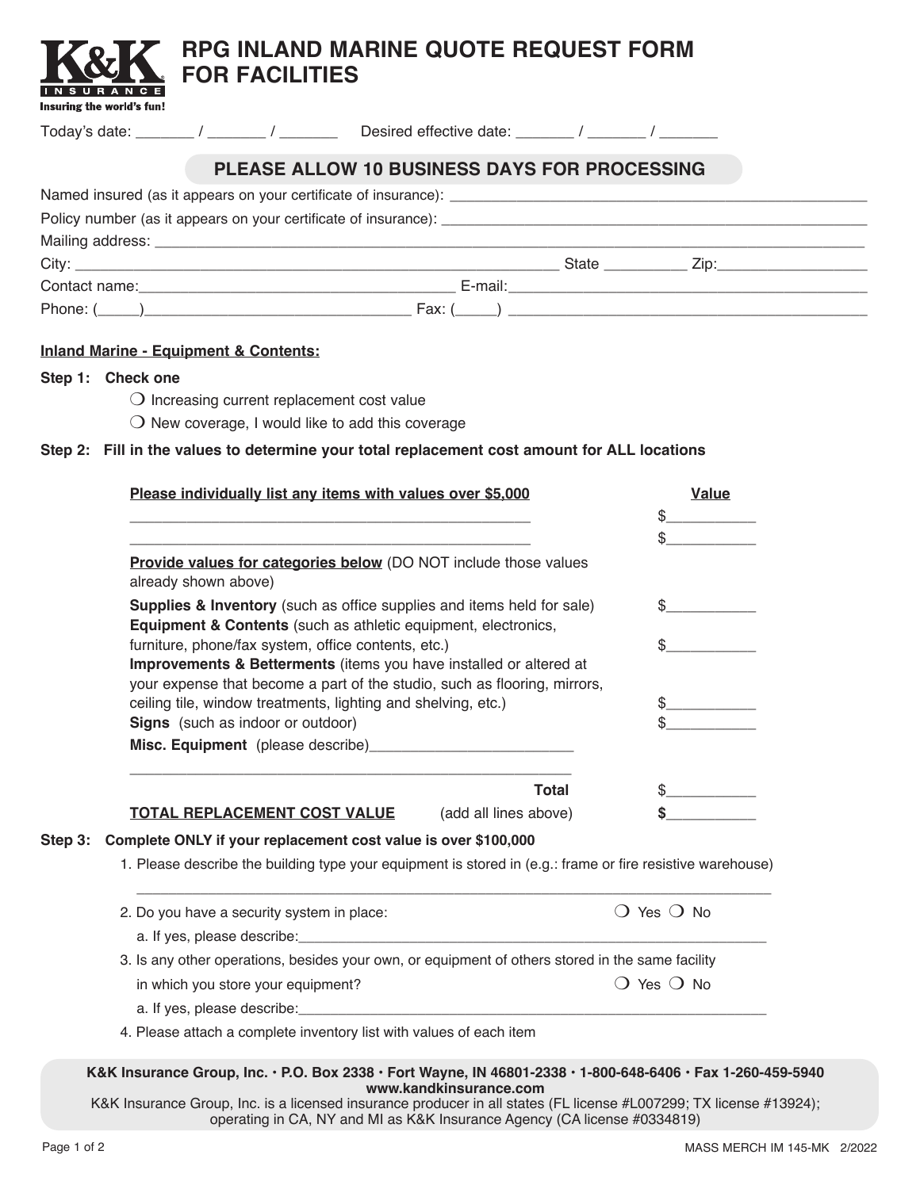# RPG INLAND MARINE QUOTE REQUEST FORM FOR FACILITIES

Today's date: _______ / _______ / _______ Desired effective date: _______ / _______ / _______

**PLEASE ALLOW 10 BUSINESS DAYS FOR PROCESSING**

Named insured (as it appears on your certificate of insurance): ____________________

Policy number (as it appears on your certificate of insurance): ____________________

Mailing address: ____________________

City: ____________________ State __________ Zip: __________

Contact name: ____________________ E-mail: ____________________

Phone: (_____) ____________________ Fax: (_____) ____________________

**Inland Marine - Equipment & Contents:**

**Step 1: Check one**

- ❍ Increasing current replacement cost value
- ❍ New coverage, I would like to add this coverage

**Step 2: Fill in the values to determine your total replacement cost amount for ALL locations**

| **Please individually list any items with values over $5,000** | **Value** |
|---|---|
| ____________________ | $__________ |
| ____________________ | $__________ |
| **Provide values for categories below** (DO NOT include those values already shown above) | |
| **Supplies & Inventory** (such as office supplies and items held for sale) | $__________ |
| **Equipment & Contents** (such as athletic equipment, electronics, furniture, phone/fax system, office contents, etc.) | $__________ |
| **Improvements & Betterments** (items you have installed or altered at your expense that become a part of the studio, such as flooring, mirrors, ceiling tile, window treatments, lighting and shelving, etc.) | $__________ |
| **Signs** (such as indoor or outdoor) | $__________ |
| **Misc. Equipment** (please describe) ____________________ | |
| **Total** | $__________ |
| **TOTAL REPLACEMENT COST VALUE** (add all lines above) | **$__________** |

**Step 3: Complete ONLY if your replacement cost value is over $100,000**

1. Please describe the building type your equipment is stored in (e.g.: frame or fire resistive warehouse)
   ____________________
2. Do you have a security system in place: ❍ Yes ❍ No
   a. If yes, please describe: ____________________
3. Is any other operations, besides your own, or equipment of others stored in the same facility in which you store your equipment? ❍ Yes ❍ No
   a. If yes, please describe: ____________________
4. Please attach a complete inventory list with values of each item

**K&K Insurance Group, Inc. • P.O. Box 2338 • Fort Wayne, IN 46801-2338 • 1-800-648-6406 • Fax 1-260-459-5940**
**www.kandkinsurance.com**
K&K Insurance Group, Inc. is a licensed insurance producer in all states (FL license #L007299; TX license #13924); operating in CA, NY and MI as K&K Insurance Agency (CA license #0334819)

MASS MERCH IM 145-MK 2/2022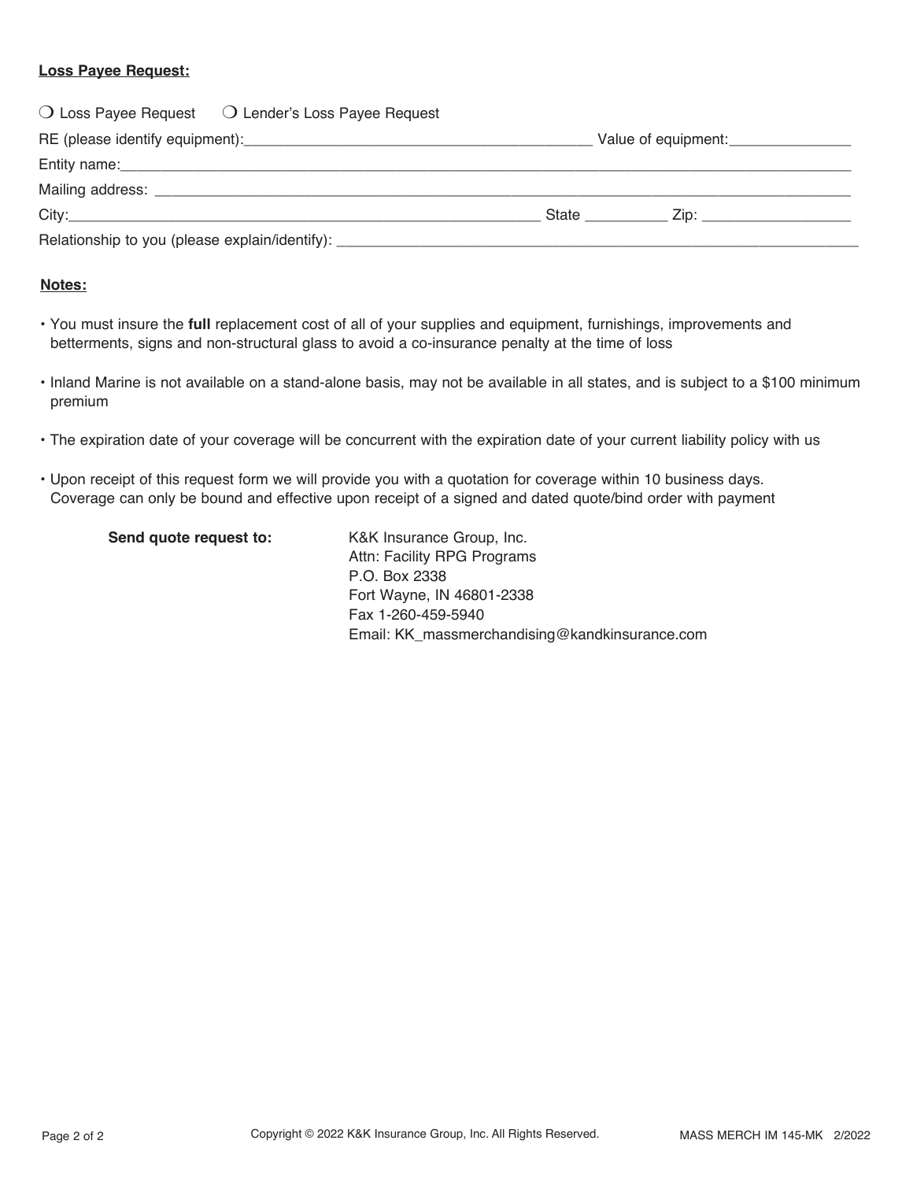**Loss Payee Request:**

❍ Loss Payee Request ❍ Lender's Loss Payee Request

RE (please identify equipment):___________________________________________ Value of equipment:_______________

Entity name:_____________________________________________________________________________________________

Mailing address: _________________________________________________________________________________________

City:____________________________________________________________ State __________ Zip: __________________

Relationship to you (please explain/identify): _________________________________________________________________

**Notes:**

- You must insure the **full** replacement cost of all of your supplies and equipment, furnishings, improvements and betterments, signs and non-structural glass to avoid a co-insurance penalty at the time of loss
- Inland Marine is not available on a stand-alone basis, may not be available in all states, and is subject to a $100 minimum premium
- The expiration date of your coverage will be concurrent with the expiration date of your current liability policy with us
- Upon receipt of this request form we will provide you with a quotation for coverage within 10 business days. Coverage can only be bound and effective upon receipt of a signed and dated quote/bind order with payment

**Send quote request to:**

K&K Insurance Group, Inc.
Attn: Facility RPG Programs
P.O. Box 2338
Fort Wayne, IN 46801-2338
Fax 1-260-459-5940
Email: KK_massmerchandising@kandkinsurance.com

Copyright © 2022 K&K Insurance Group, Inc. All Rights Reserved.

MASS MERCH IM 145-MK 2/2022